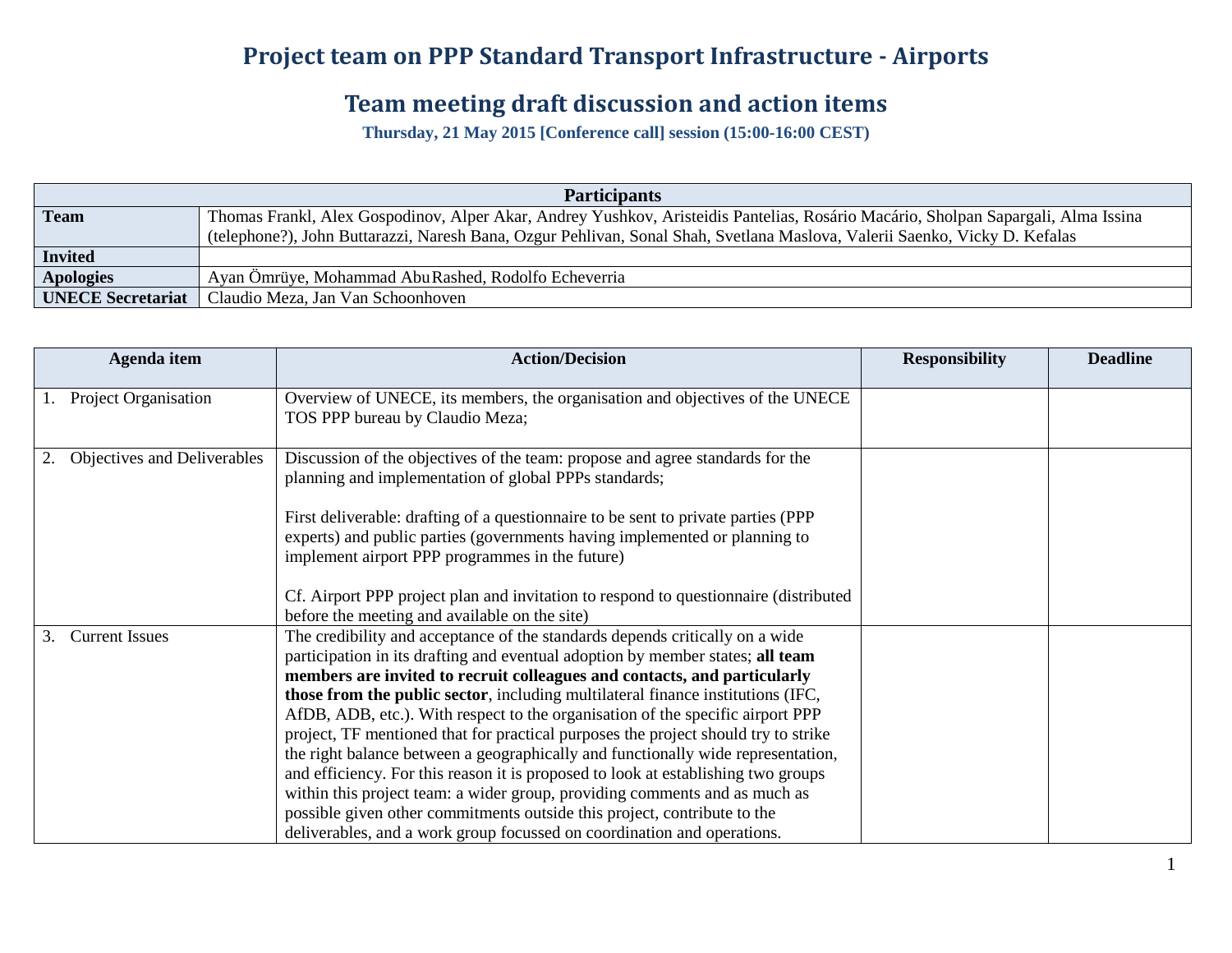# Project team on PPP Standard Transport Infrastructure - Airports

## Team meeting draft discussion and action items

**Thursday, 21 May 2015 [Conference call] session (15:00-16:00 CEST)**

| **Participants** | |
|---|---|
| **Team** | Thomas Frankl, Alex Gospodinov, Alper Akar, Andrey Yushkov, Aristeidis Pantelias, Rosário Macário, Sholpan Sapargali, Alma Issina (telephone?), John Buttarazzi, Naresh Bana, Ozgur Pehlivan, Sonal Shah, Svetlana Maslova, Valerii Saenko, Vicky D. Kefalas |
| **Invited** | |
| **Apologies** | Ayan Ömrüye, Mohammad AbuRashed, Rodolfo Echeverria |
| **UNECE Secretariat** | Claudio Meza, Jan Van Schoonhoven |

| Agenda item | Action/Decision | Responsibility | Deadline |
|---|---|---|---|
| 1. Project Organisation | Overview of UNECE, its members, the organisation and objectives of the UNECE TOS PPP bureau by Claudio Meza; | | |
| 2. Objectives and Deliverables | Discussion of the objectives of the team: propose and agree standards for the planning and implementation of global PPPs standards;<br><br>First deliverable: drafting of a questionnaire to be sent to private parties (PPP experts) and public parties (governments having implemented or planning to implement airport PPP programmes in the future)<br><br>Cf. Airport PPP project plan and invitation to respond to questionnaire (distributed before the meeting and available on the site) | | |
| 3. Current Issues | The credibility and acceptance of the standards depends critically on a wide participation in its drafting and eventual adoption by member states; **all team members are invited to recruit colleagues and contacts, and particularly those from the public sector**, including multilateral finance institutions (IFC, AfDB, ADB, etc.). With respect to the organisation of the specific airport PPP project, TF mentioned that for practical purposes the project should try to strike the right balance between a geographically and functionally wide representation, and efficiency. For this reason it is proposed to look at establishing two groups within this project team: a wider group, providing comments and as much as possible given other commitments outside this project, contribute to the deliverables, and a work group focussed on coordination and operations. | | |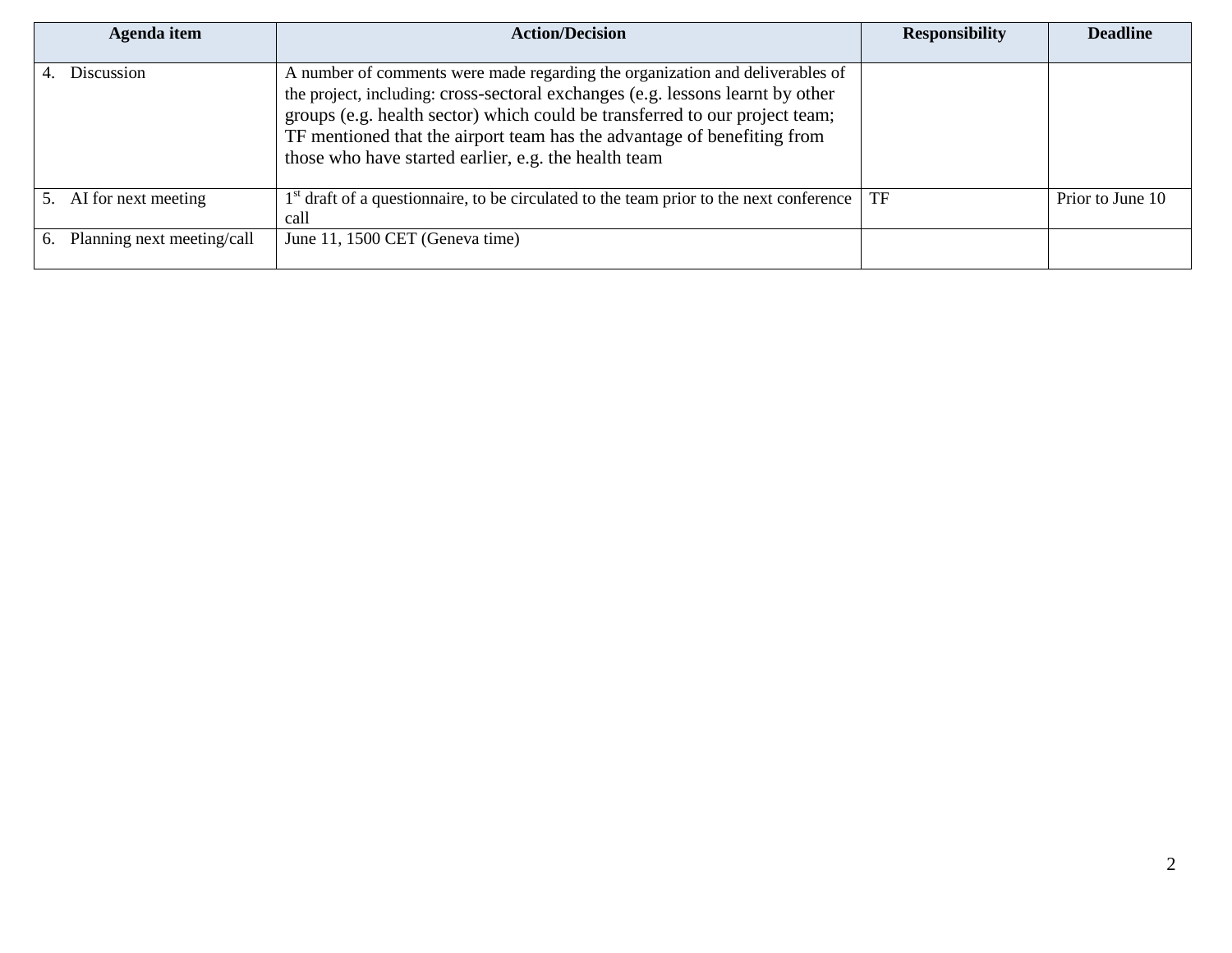| Agenda item | Action/Decision | Responsibility | Deadline |
|---|---|---|---|
| 4. Discussion | A number of comments were made regarding the organization and deliverables of the project, including: cross-sectoral exchanges (e.g. lessons learnt by other groups (e.g. health sector) which could be transferred to our project team; TF mentioned that the airport team has the advantage of benefiting from those who have started earlier, e.g. the health team | | |
| 5. AI for next meeting | 1st draft of a questionnaire, to be circulated to the team prior to the next conference call | TF | Prior to June 10 |
| 6. Planning next meeting/call | June 11, 1500 CET (Geneva time) | | |